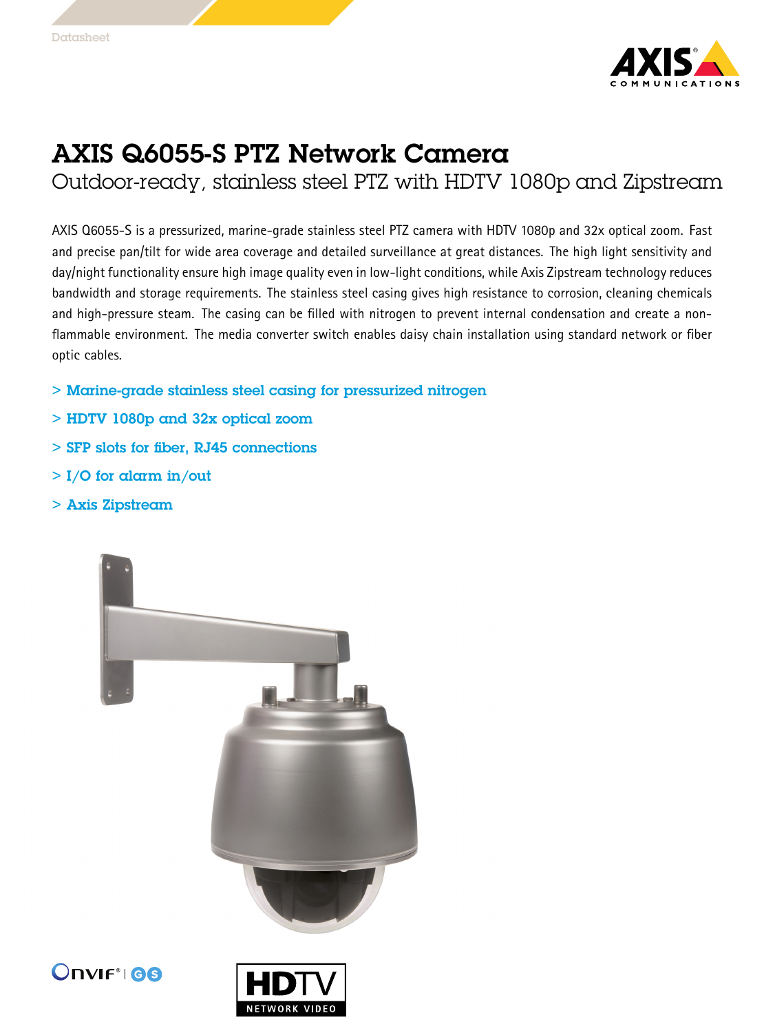Datasheet

# AXIS Q6055-S PTZ Network Camera

## Outdoor-ready, stainless steel PTZ with HDTV 1080p and Zipstream

AXIS Q6055-S is a pressurized, marine-grade stainless steel PTZ camera with HDTV 1080p and 32x optical zoom. Fast and precise pan/tilt for wide area coverage and detailed surveillance at great distances. The high light sensitivity and day/night functionality ensure high image quality even in low-light conditions, while Axis Zipstream technology reduces bandwidth and storage requirements. The stainless steel casing gives high resistance to corrosion, cleaning chemicals and high-pressure steam. The casing can be filled with nitrogen to prevent internal condensation and create a non-flammable environment. The media converter switch enables daisy chain installation using standard network or fiber optic cables.

> Marine-grade stainless steel casing for pressurized nitrogen

> HDTV 1080p and 32x optical zoom

> SFP slots for fiber, RJ45 connections

> I/O for alarm in/out

> Axis Zipstream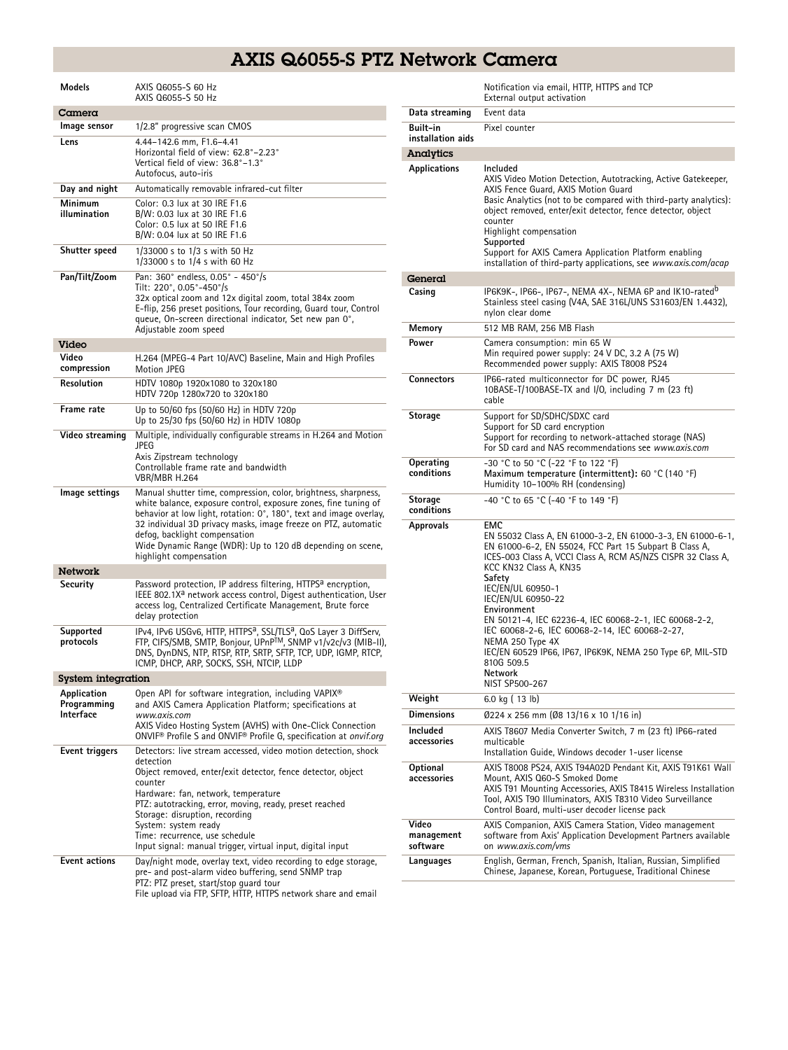# AXIS Q6055-S PTZ Network Camera

| | |
|---|---|
| **Models** | AXIS Q6055-S 60 Hz<br>AXIS Q6055-S 50 Hz |

## Camera

| | |
|---|---|
| **Image sensor** | 1/2.8" progressive scan CMOS |
| **Lens** | 4.44–142.6 mm, F1.6–4.41<br>Horizontal field of view: 62.8°–2.23°<br>Vertical field of view: 36.8°–1.3°<br>Autofocus, auto-iris |
| **Day and night** | Automatically removable infrared-cut filter |
| **Minimum illumination** | Color: 0.3 lux at 30 IRE F1.6<br>B/W: 0.03 lux at 30 IRE F1.6<br>Color: 0.5 lux at 50 IRE F1.6<br>B/W: 0.04 lux at 50 IRE F1.6 |
| **Shutter speed** | 1/33000 s to 1/3 s with 50 Hz<br>1/33000 s to 1/4 s with 60 Hz |
| **Pan/Tilt/Zoom** | Pan: 360° endless, 0.05° - 450°/s<br>Tilt: 220°, 0.05°–450°/s<br>32x optical zoom and 12x digital zoom, total 384x zoom<br>E-flip, 256 preset positions, Tour recording, Guard tour, Control queue, On-screen directional indicator, Set new pan 0°, Adjustable zoom speed |

## Video

| | |
|---|---|
| **Video compression** | H.264 (MPEG-4 Part 10/AVC) Baseline, Main and High Profiles<br>Motion JPEG |
| **Resolution** | HDTV 1080p 1920x1080 to 320x180<br>HDTV 720p 1280x720 to 320x180 |
| **Frame rate** | Up to 50/60 fps (50/60 Hz) in HDTV 720p<br>Up to 25/30 fps (50/60 Hz) in HDTV 1080p |
| **Video streaming** | Multiple, individually configurable streams in H.264 and Motion JPEG<br>Axis Zipstream technology<br>Controllable frame rate and bandwidth<br>VBR/MBR H.264 |
| **Image settings** | Manual shutter time, compression, color, brightness, sharpness, white balance, exposure control, exposure zones, fine tuning of behavior at low light, rotation: 0°, 180°, text and image overlay, 32 individual 3D privacy masks, image freeze on PTZ, automatic defog, backlight compensation<br>Wide Dynamic Range (WDR): Up to 120 dB depending on scene, highlight compensation |

## Network

| | |
|---|---|
| **Security** | Password protection, IP address filtering, HTTPS[a] encryption, IEEE 802.1X[a] network access control, Digest authentication, User access log, Centralized Certificate Management, Brute force delay protection |
| **Supported protocols** | IPv4, IPv6 USGv6, HTTP, HTTPS[a], SSL/TLS[a], QoS Layer 3 DiffServ, FTP, CIFS/SMB, SMTP, Bonjour, UPnP™, SNMP v1/v2c/v3 (MIB-II), DNS, DynDNS, NTP, RTSP, RTP, SRTP, SFTP, TCP, UDP, IGMP, RTCP, ICMP, DHCP, ARP, SOCKS, SSH, NTCIP, LLDP |

## System integration

| | |
|---|---|
| **Application Programming Interface** | Open API for software integration, including VAPIX® and AXIS Camera Application Platform; specifications at *www.axis.com*<br>AXIS Video Hosting System (AVHS) with One-Click Connection<br>ONVIF® Profile S and ONVIF® Profile G, specification at *onvif.org* |
| **Event triggers** | Detectors: live stream accessed, video motion detection, shock detection<br>Object removed, enter/exit detector, fence detector, object counter<br>Hardware: fan, network, temperature<br>PTZ: autotracking, error, moving, ready, preset reached<br>Storage: disruption, recording<br>System: system ready<br>Time: recurrence, use schedule<br>Input signal: manual trigger, virtual input, digital input |
| **Event actions** | Day/night mode, overlay text, video recording to edge storage, pre- and post-alarm video buffering, send SNMP trap<br>PTZ: PTZ preset, start/stop guard tour<br>File upload via FTP, SFTP, HTTP, HTTPS network share and email<br>Notification via email, HTTP, HTTPS and TCP<br>External output activation |
| **Data streaming** | Event data |
| **Built-in installation aids** | Pixel counter |

## Analytics

| | |
|---|---|
| **Applications** | **Included**<br>AXIS Video Motion Detection, Autotracking, Active Gatekeeper, AXIS Fence Guard, AXIS Motion Guard<br>Basic Analytics (not to be compared with third-party analytics): object removed, enter/exit detector, fence detector, object counter<br>Highlight compensation<br>**Supported**<br>Support for AXIS Camera Application Platform enabling installation of third-party applications, see *www.axis.com/acap* |

## General

| | |
|---|---|
| **Casing** | IP6K9K-, IP66-, IP67-, NEMA 4X-, NEMA 6P and IK10-rated[b]<br>Stainless steel casing (V4A, SAE 316L/UNS S31603/EN 1.4432), nylon clear dome |
| **Memory** | 512 MB RAM, 256 MB Flash |
| **Power** | Camera consumption: min 65 W<br>Min required power supply: 24 V DC, 3.2 A (75 W)<br>Recommended power supply: AXIS T8008 PS24 |
| **Connectors** | IP66-rated multiconnector for DC power, RJ45 10BASE-T/100BASE-TX and I/O, including 7 m (23 ft) cable |
| **Storage** | Support for SD/SDHC/SDXC card<br>Support for SD card encryption<br>Support for recording to network-attached storage (NAS)<br>For SD card and NAS recommendations see *www.axis.com* |
| **Operating conditions** | -30 °C to 50 °C (-22 °F to 122 °F)<br>**Maximum temperature (intermittent):** 60 °C (140 °F)<br>Humidity 10–100% RH (condensing) |
| **Storage conditions** | -40 °C to 65 °C (-40 °F to 149 °F) |
| **Approvals** | **EMC**<br>EN 55032 Class A, EN 61000-3-2, EN 61000-3-3, EN 61000-6-1, EN 61000-6-2, EN 55024, FCC Part 15 Subpart B Class A, ICES-003 Class A, VCCI Class A, RCM AS/NZS CISPR 32 Class A, KCC KN32 Class A, KN35<br>**Safety**<br>IEC/EN/UL 60950-1<br>IEC/EN/UL 60950-22<br>**Environment**<br>EN 50121-4, IEC 62236-4, IEC 60068-2-1, IEC 60068-2-2, IEC 60068-2-6, IEC 60068-2-14, IEC 60068-2-27, NEMA 250 Type 4X<br>IEC/EN 60529 IP66, IP67, IP6K9K, NEMA 250 Type 6P, MIL-STD 810G 509.5<br>**Network**<br>NIST SP500-267 |
| **Weight** | 6.0 kg ( 13 lb) |
| **Dimensions** | Ø224 x 256 mm (Ø8 13/16 x 10 1/16 in) |
| **Included accessories** | AXIS T8607 Media Converter Switch, 7 m (23 ft) IP66-rated multicable<br>Installation Guide, Windows decoder 1-user license |
| **Optional accessories** | AXIS T8008 PS24, AXIS T94A02D Pendant Kit, AXIS T91K61 Wall Mount, AXIS Q60-S Smoked Dome<br>AXIS T91 Mounting Accessories, AXIS T8415 Wireless Installation Tool, AXIS T90 Illuminators, AXIS T8310 Video Surveillance Control Board, multi-user decoder license pack |
| **Video management software** | AXIS Companion, AXIS Camera Station, Video management software from Axis' Application Development Partners available on *www.axis.com/vms* |
| **Languages** | English, German, French, Spanish, Italian, Russian, Simplified Chinese, Japanese, Korean, Portuguese, Traditional Chinese |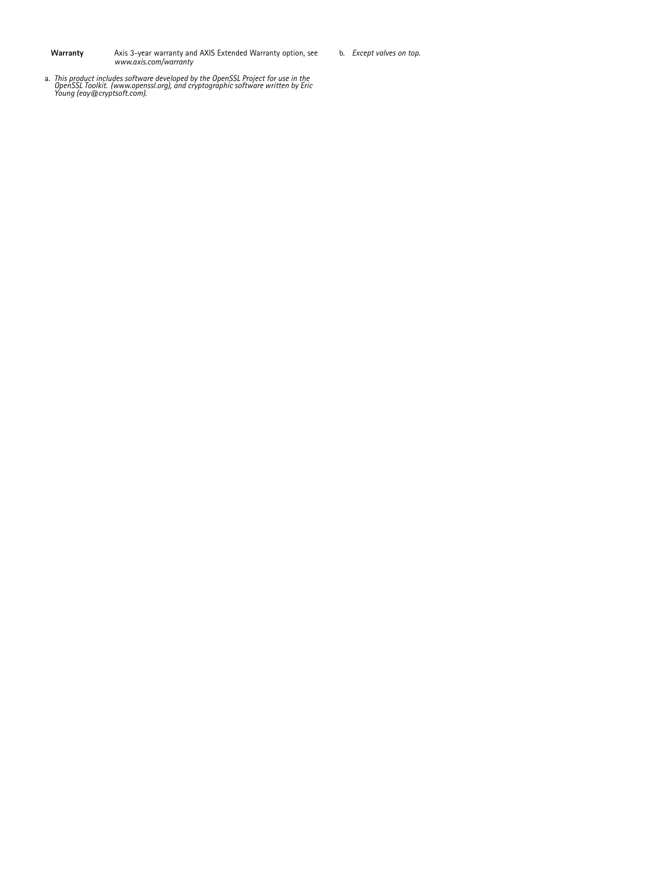| | |
|---|---|
| **Warranty** | Axis 3-year warranty and AXIS Extended Warranty option, see *www.axis.com/warranty* |

a. *This product includes software developed by the OpenSSL Project for use in the OpenSSL Toolkit. (www.openssl.org), and cryptographic software written by Eric Young (eay@cryptsoft.com).*

b. *Except valves on top.*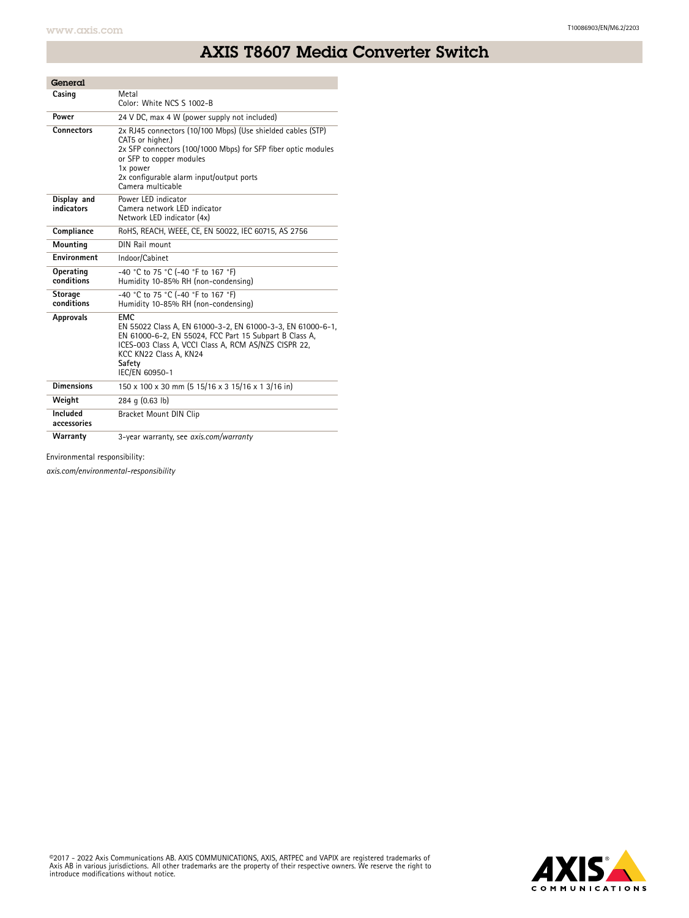# AXIS T8607 Media Converter Switch

| General | |
|---|---|
| **Casing** | Metal<br>Color: White NCS S 1002-B |
| **Power** | 24 V DC, max 4 W (power supply not included) |
| **Connectors** | 2x RJ45 connectors (10/100 Mbps) (Use shielded cables (STP) CAT5 or higher.)<br>2x SFP connectors (100/1000 Mbps) for SFP fiber optic modules or SFP to copper modules<br>1x power<br>2x configurable alarm input/output ports<br>Camera multicable |
| **Display and indicators** | Power LED indicator<br>Camera network LED indicator<br>Network LED indicator (4x) |
| **Compliance** | RoHS, REACH, WEEE, CE, EN 50022, IEC 60715, AS 2756 |
| **Mounting** | DIN Rail mount |
| **Environment** | Indoor/Cabinet |
| **Operating conditions** | -40 °C to 75 °C (-40 °F to 167 °F)<br>Humidity 10-85% RH (non-condensing) |
| **Storage conditions** | -40 °C to 75 °C (-40 °F to 167 °F)<br>Humidity 10-85% RH (non-condensing) |
| **Approvals** | **EMC**<br>EN 55022 Class A, EN 61000-3-2, EN 61000-3-3, EN 61000-6-1, EN 61000-6-2, EN 55024, FCC Part 15 Subpart B Class A, ICES-003 Class A, VCCI Class A, RCM AS/NZS CISPR 22, KCC KN22 Class A, KN24<br>**Safety**<br>IEC/EN 60950-1 |
| **Dimensions** | 150 x 100 x 30 mm (5 15/16 x 3 15/16 x 1 3/16 in) |
| **Weight** | 284 g (0.63 lb) |
| **Included accessories** | Bracket Mount DIN Clip |
| **Warranty** | 3-year warranty, see *axis.com/warranty* |

Environmental responsibility:

*axis.com/environmental-responsibility*

©2017 - 2022 Axis Communications AB. AXIS COMMUNICATIONS, AXIS, ARTPEC and VAPIX are registered trademarks of Axis AB in various jurisdictions. All other trademarks are the property of their respective owners. We reserve the right to introduce modifications without notice.